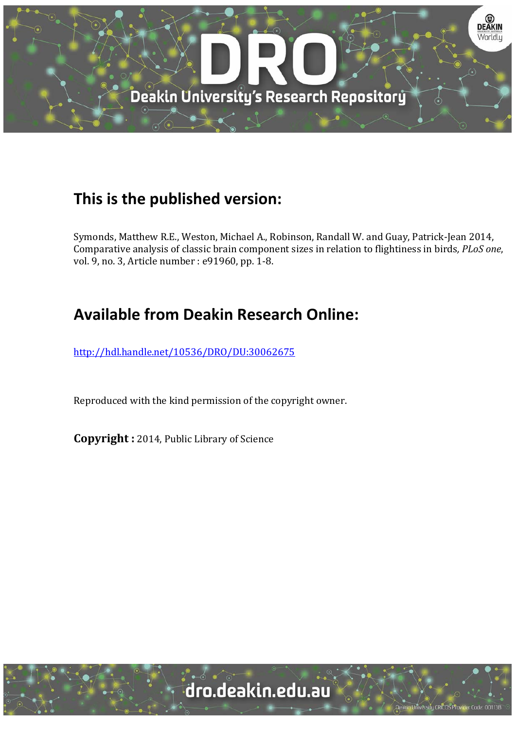## This is the published version:

Symonds, Matthew R.E., Weston, Michael A., Robinson, Randall W. and Guay, Patrick-Jean 2014, Comparative analysis of classic brain component sizes in relation to flightiness in birds, *PLoS one*, vol. 9, no. 3, Article number : e91960, pp. 1-8.

## Available from Deakin Research Online:

http://hdl.handle.net/10536/DRO/DU:30062675

Reproduced with the kind permission of the copyright owner.

**Copyright :** 2014, Public Library of Science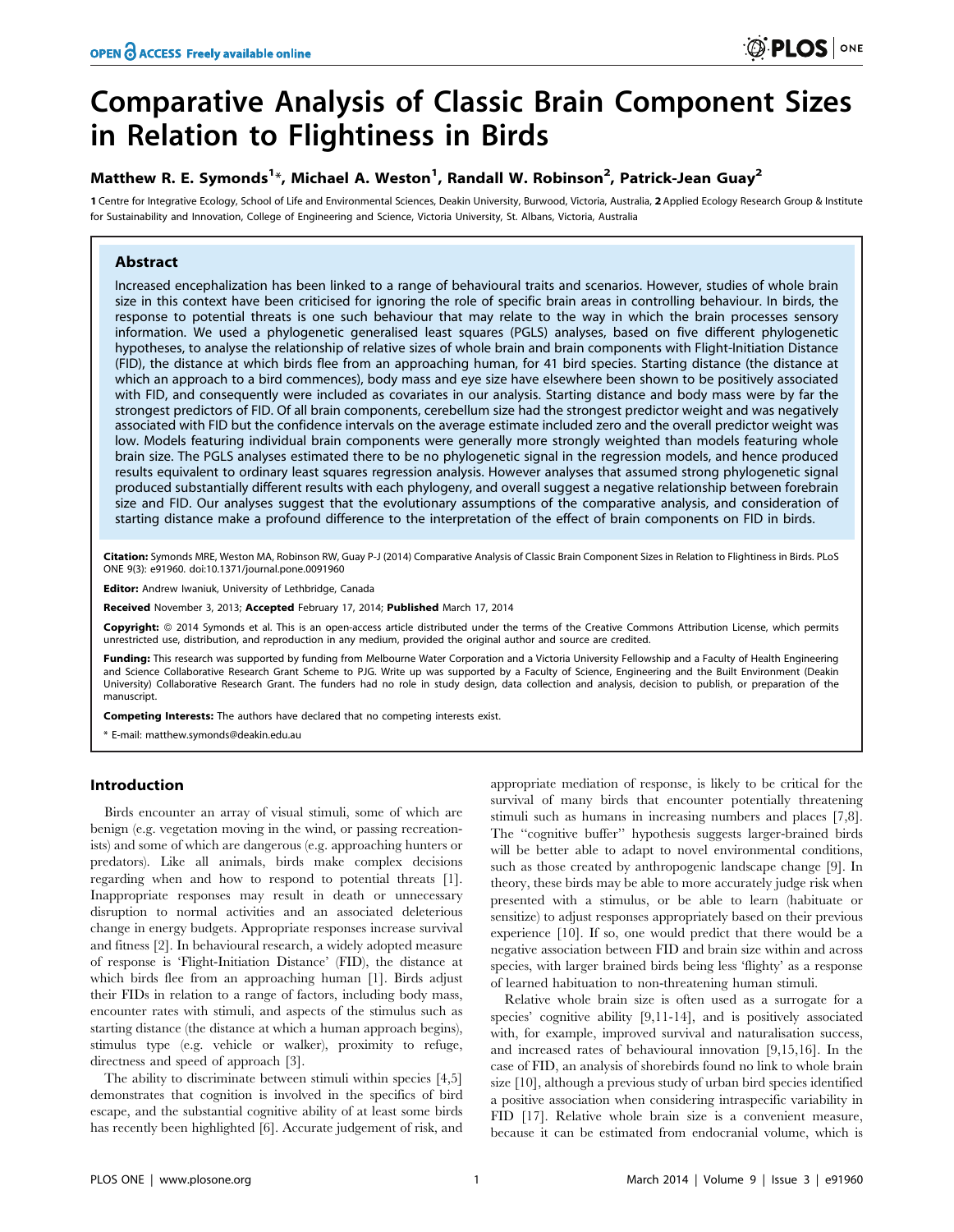# Comparative Analysis of Classic Brain Component Sizes in Relation to Flightiness in Birds

## Matthew R. E. Symonds[1]*, Michael A. Weston[1], Randall W. Robinson[2], Patrick-Jean Guay[2]

1 Centre for Integrative Ecology, School of Life and Environmental Sciences, Deakin University, Burwood, Victoria, Australia, 2 Applied Ecology Research Group & Institute for Sustainability and Innovation, College of Engineering and Science, Victoria University, St. Albans, Victoria, Australia

### Abstract

Increased encephalization has been linked to a range of behavioural traits and scenarios. However, studies of whole brain size in this context have been criticised for ignoring the role of specific brain areas in controlling behaviour. In birds, the response to potential threats is one such behaviour that may relate to the way in which the brain processes sensory information. We used a phylogenetic generalised least squares (PGLS) analyses, based on five different phylogenetic hypotheses, to analyse the relationship of relative sizes of whole brain and brain components with Flight-Initiation Distance (FID), the distance at which birds flee from an approaching human, for 41 bird species. Starting distance (the distance at which an approach to a bird commences), body mass and eye size have elsewhere been shown to be positively associated with FID, and consequently were included as covariates in our analysis. Starting distance and body mass were by far the strongest predictors of FID. Of all brain components, cerebellum size had the strongest predictor weight and was negatively associated with FID but the confidence intervals on the average estimate included zero and the overall predictor weight was low. Models featuring individual brain components were generally more strongly weighted than models featuring whole brain size. The PGLS analyses estimated there to be no phylogenetic signal in the regression models, and hence produced results equivalent to ordinary least squares regression analysis. However analyses that assumed strong phylogenetic signal produced substantially different results with each phylogeny, and overall suggest a negative relationship between forebrain size and FID. Our analyses suggest that the evolutionary assumptions of the comparative analysis, and consideration of starting distance make a profound difference to the interpretation of the effect of brain components on FID in birds.

**Citation:** Symonds MRE, Weston MA, Robinson RW, Guay P-J (2014) Comparative Analysis of Classic Brain Component Sizes in Relation to Flightiness in Birds. PLoS ONE 9(3): e91960. doi:10.1371/journal.pone.0091960

**Editor:** Andrew Iwaniuk, University of Lethbridge, Canada

**Received** November 3, 2013; **Accepted** February 17, 2014; **Published** March 17, 2014

**Copyright:** © 2014 Symonds et al. This is an open-access article distributed under the terms of the Creative Commons Attribution License, which permits unrestricted use, distribution, and reproduction in any medium, provided the original author and source are credited.

**Funding:** This research was supported by funding from Melbourne Water Corporation and a Victoria University Fellowship and a Faculty of Health Engineering and Science Collaborative Research Grant Scheme to PJG. Write up was supported by a Faculty of Science, Engineering and the Built Environment (Deakin University) Collaborative Research Grant. The funders had no role in study design, data collection and analysis, decision to publish, or preparation of the manuscript.

**Competing Interests:** The authors have declared that no competing interests exist.

\* E-mail: matthew.symonds@deakin.edu.au

## Introduction

Birds encounter an array of visual stimuli, some of which are benign (e.g. vegetation moving in the wind, or passing recreationists) and some of which are dangerous (e.g. approaching hunters or predators). Like all animals, birds make complex decisions regarding when and how to respond to potential threats [1]. Inappropriate responses may result in death or unnecessary disruption to normal activities and an associated deleterious change in energy budgets. Appropriate responses increase survival and fitness [2]. In behavioural research, a widely adopted measure of response is 'Flight-Initiation Distance' (FID), the distance at which birds flee from an approaching human [1]. Birds adjust their FIDs in relation to a range of factors, including body mass, encounter rates with stimuli, and aspects of the stimulus such as starting distance (the distance at which a human approach begins), stimulus type (e.g. vehicle or walker), proximity to refuge, directness and speed of approach [3].

The ability to discriminate between stimuli within species [4,5] demonstrates that cognition is involved in the specifics of bird escape, and the substantial cognitive ability of at least some birds has recently been highlighted [6]. Accurate judgement of risk, and appropriate mediation of response, is likely to be critical for the survival of many birds that encounter potentially threatening stimuli such as humans in increasing numbers and places [7,8]. The "cognitive buffer" hypothesis suggests larger-brained birds will be better able to adapt to novel environmental conditions, such as those created by anthropogenic landscape change [9]. In theory, these birds may be able to more accurately judge risk when presented with a stimulus, or be able to learn (habituate or sensitize) to adjust responses appropriately based on their previous experience [10]. If so, one would predict that there would be a negative association between FID and brain size within and across species, with larger brained birds being less 'flighty' as a response of learned habituation to non-threatening human stimuli.

Relative whole brain size is often used as a surrogate for a species' cognitive ability [9,11-14], and is positively associated with, for example, improved survival and naturalisation success, and increased rates of behavioural innovation [9,15,16]. In the case of FID, an analysis of shorebirds found no link to whole brain size [10], although a previous study of urban bird species identified a positive association when considering intraspecific variability in FID [17]. Relative whole brain size is a convenient measure, because it can be estimated from endocranial volume, which is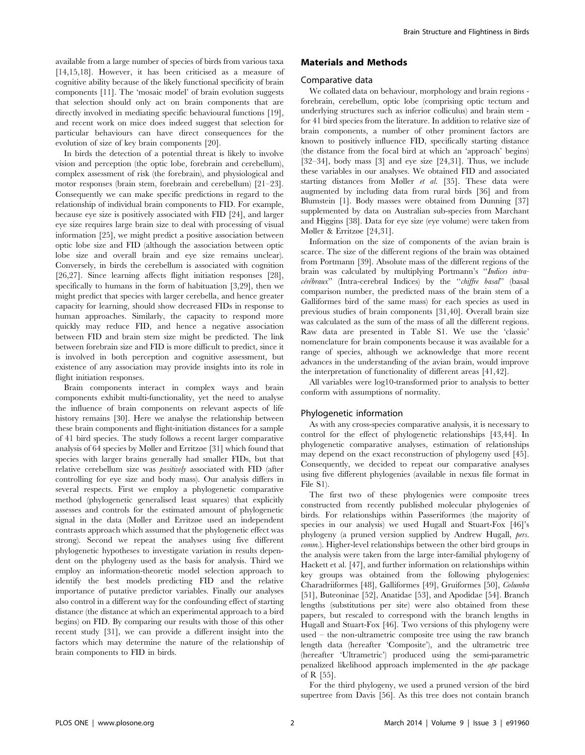available from a large number of species of birds from various taxa [14,15,18]. However, it has been criticised as a measure of cognitive ability because of the likely functional specificity of brain components [11]. The 'mosaic model' of brain evolution suggests that selection should only act on brain components that are directly involved in mediating specific behavioural functions [19], and recent work on mice does indeed suggest that selection for particular behaviours can have direct consequences for the evolution of size of key brain components [20].

In birds the detection of a potential threat is likely to involve vision and perception (the optic lobe, forebrain and cerebellum), complex assessment of risk (the forebrain), and physiological and motor responses (brain stem, forebrain and cerebellum) [21–23]. Consequently we can make specific predictions in regard to the relationship of individual brain components to FID. For example, because eye size is positively associated with FID [24], and larger eye size requires large brain size to deal with processing of visual information [25], we might predict a positive association between optic lobe size and FID (although the association between optic lobe size and overall brain and eye size remains unclear). Conversely, in birds the cerebellum is associated with cognition [26,27]. Since learning affects flight initiation responses [28], specifically to humans in the form of habituation [3,29], then we might predict that species with larger cerebella, and hence greater capacity for learning, should show decreased FIDs in response to human approaches. Similarly, the capacity to respond more quickly may reduce FID, and hence a negative association between FID and brain stem size might be predicted. The link between forebrain size and FID is more difficult to predict, since it is involved in both perception and cognitive assessment, but existence of any association may provide insights into its role in flight initiation responses.

Brain components interact in complex ways and brain components exhibit multi-functionality, yet the need to analyse the influence of brain components on relevant aspects of life history remains [30]. Here we analyse the relationship between these brain components and flight-initiation distances for a sample of 41 bird species. The study follows a recent larger comparative analysis of 64 species by Møller and Erritzøe [31] which found that species with larger brains generally had smaller FIDs, but that relative cerebellum size was *positively* associated with FID (after controlling for eye size and body mass). Our analysis differs in several respects. First we employ a phylogenetic comparative method (phylogenetic generalised least squares) that explicitly assesses and controls for the estimated amount of phylogenetic signal in the data (Møller and Erritzøe used an independent contrasts approach which assumed that the phylogenetic effect was strong). Second we repeat the analyses using five different phylogenetic hypotheses to investigate variation in results dependent on the phylogeny used as the basis for analysis. Third we employ an information-theoretic model selection approach to identify the best models predicting FID and the relative importance of putative predictor variables. Finally our analyses also control in a different way for the confounding effect of starting distance (the distance at which an experimental approach to a bird begins) on FID. By comparing our results with those of this other recent study [31], we can provide a different insight into the factors which may determine the nature of the relationship of brain components to FID in birds.

## Materials and Methods

### Comparative data

We collated data on behaviour, morphology and brain regions - forebrain, cerebellum, optic lobe (comprising optic tectum and underlying structures such as inferior colliculus) and brain stem - for 41 bird species from the literature. In addition to relative size of brain components, a number of other prominent factors are known to positively influence FID, specifically starting distance (the distance from the focal bird at which an 'approach' begins) [32–34], body mass [3] and eye size [24,31]. Thus, we include these variables in our analyses. We obtained FID and associated starting distances from Møller *et al.* [35]. These data were augmented by including data from rural birds [36] and from Blumstein [1]. Body masses were obtained from Dunning [37] supplemented by data on Australian sub-species from Marchant and Higgins [38]. Data for eye size (eye volume) were taken from Møller & Erritzøe [24,31].

Information on the size of components of the avian brain is scarce. The size of the different regions of the brain was obtained from Portmann [39]. Absolute mass of the different regions of the brain was calculated by multiplying Portmann's "*Indices intra-cérébraux*" (Intra-cerebral Indices) by the "*chiffre basal*" (basal comparison number, the predicted mass of the brain stem of a Galliformes bird of the same mass) for each species as used in previous studies of brain components [31,40]. Overall brain size was calculated as the sum of the mass of all the different regions. Raw data are presented in Table S1. We use the 'classic' nomenclature for brain components because it was available for a range of species, although we acknowledge that more recent advances in the understanding of the avian brain, would improve the interpretation of functionality of different areas [41,42].

All variables were log10-transformed prior to analysis to better conform with assumptions of normality.

### Phylogenetic information

As with any cross-species comparative analysis, it is necessary to control for the effect of phylogenetic relationships [43,44]. In phylogenetic comparative analyses, estimation of relationships may depend on the exact reconstruction of phylogeny used [45]. Consequently, we decided to repeat our comparative analyses using five different phylogenies (available in nexus file format in File S1).

The first two of these phylogenies were composite trees constructed from recently published molecular phylogenies of birds. For relationships within Passeriformes (the majority of species in our analysis) we used Hugall and Stuart-Fox [46]'s phylogeny (a pruned version supplied by Andrew Hugall, *pers. comm.*). Higher-level relationships between the other bird groups in the analysis were taken from the large inter-familial phylogeny of Hackett et al. [47], and further information on relationships within key groups was obtained from the following phylogenies: Charadriiformes [48], Galliformes [49], Gruiformes [50], *Columba* [51], Buteoninae [52], Anatidae [53], and Apodidae [54]. Branch lengths (substitutions per site) were also obtained from these papers, but rescaled to correspond with the branch lengths in Hugall and Stuart-Fox [46]. Two versions of this phylogeny were used – the non-ultrametric composite tree using the raw branch length data (hereafter 'Composite'), and the ultrametric tree (hereafter 'Ultrametric') produced using the semi-parametric penalized likelihood approach implemented in the *ape* package of R [55].

For the third phylogeny, we used a pruned version of the bird supertree from Davis [56]. As this tree does not contain branch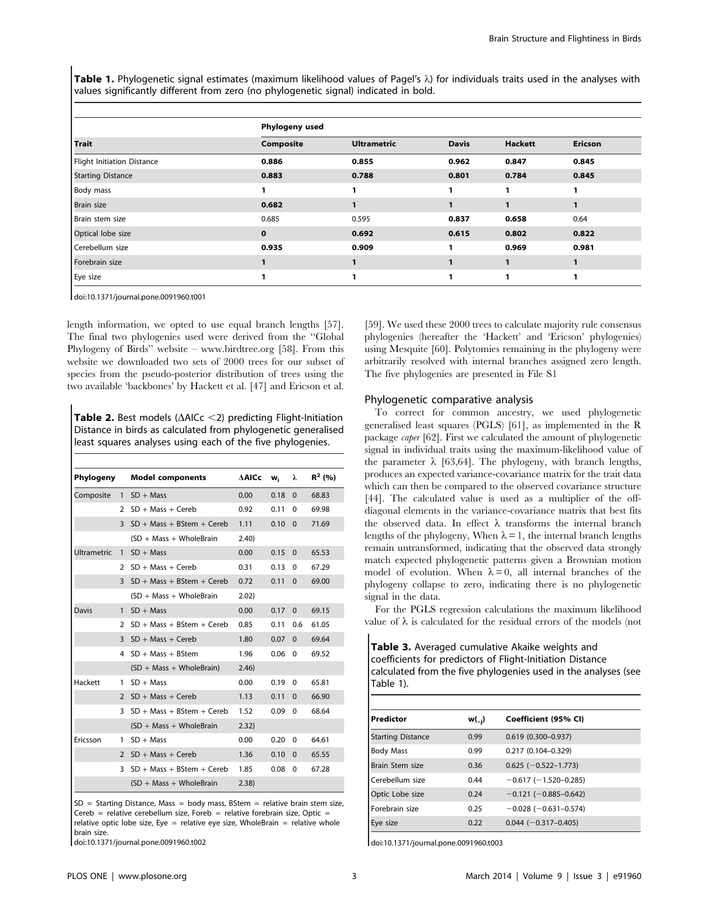**Table 1.** Phylogenetic signal estimates (maximum likelihood values of Pagel's λ) for individuals traits used in the analyses with values significantly different from zero (no phylogenetic signal) indicated in bold.

| | Phylogeny used | | | | |
|---|---|---|---|---|---|
| **Trait** | **Composite** | **Ultrametric** | **Davis** | **Hackett** | **Ericson** |
| Flight Initiation Distance | **0.886** | **0.855** | **0.962** | **0.847** | **0.845** |
| Starting Distance | **0.883** | **0.788** | **0.801** | **0.784** | **0.845** |
| Body mass | **1** | **1** | **1** | **1** | **1** |
| Brain size | **0.682** | **1** | **1** | **1** | **1** |
| Brain stem size | 0.685 | 0.595 | **0.837** | **0.658** | 0.64 |
| Optical lobe size | **0** | **0.692** | **0.615** | **0.802** | **0.822** |
| Cerebellum size | **0.935** | **0.909** | **1** | **0.969** | **0.981** |
| Forebrain size | **1** | **1** | **1** | **1** | **1** |
| Eye size | **1** | **1** | **1** | **1** | **1** |

doi:10.1371/journal.pone.0091960.t001

length information, we opted to use equal branch lengths [57]. The final two phylogenies used were derived from the "Global Phylogeny of Birds" website – www.birdtree.org [58]. From this website we downloaded two sets of 2000 trees for our subset of species from the pseudo-posterior distribution of trees using the two available 'backbones' by Hackett et al. [47] and Ericson et al. [59]. We used these 2000 trees to calculate majority rule consensus phylogenies (hereafter the 'Hackett' and 'Ericson' phylogenies) using Mesquite [60]. Polytomies remaining in the phylogeny were arbitrarily resolved with internal branches assigned zero length. The five phylogenies are presented in File S1

**Table 2.** Best models (ΔAICc <2) predicting Flight-Initiation Distance in birds as calculated from phylogenetic generalised least squares analyses using each of the five phylogenies.

| Phylogeny | | Model components | ΔAICc | $w_i$ | λ | $R^2$ (%) |
|---|---|---|---|---|---|---|
| Composite | 1 | SD + Mass | 0.00 | 0.18 | 0 | 68.83 |
| | 2 | SD + Mass + Cereb | 0.92 | 0.11 | 0 | 69.98 |
| | 3 | SD + Mass + BStem + Cereb | 1.11 | 0.10 | 0 | 71.69 |
| | | (SD + Mass + WholeBrain | 2.40) | | | |
| Ultrametric | 1 | SD + Mass | 0.00 | 0.15 | 0 | 65.53 |
| | 2 | SD + Mass + Cereb | 0.31 | 0.13 | 0 | 67.29 |
| | 3 | SD + Mass + BStem + Cereb | 0.72 | 0.11 | 0 | 69.00 |
| | | (SD + Mass + WholeBrain | 2.02) | | | |
| Davis | 1 | SD + Mass | 0.00 | 0.17 | 0 | 69.15 |
| | 2 | SD + Mass + BStem + Cereb | 0.85 | 0.11 | 0.6 | 61.05 |
| | 3 | SD + Mass + Cereb | 1.80 | 0.07 | 0 | 69.64 |
| | 4 | SD + Mass + BStem | 1.96 | 0.06 | 0 | 69.52 |
| | | (SD + Mass + WholeBrain) | 2.46) | | | |
| Hackett | 1 | SD + Mass | 0.00 | 0.19 | 0 | 65.81 |
| | 2 | SD + Mass + Cereb | 1.13 | 0.11 | 0 | 66.90 |
| | 3 | SD + Mass + BStem + Cereb | 1.52 | 0.09 | 0 | 68.64 |
| | | (SD + Mass + WholeBrain | 2.32) | | | |
| Ericsson | 1 | SD + Mass | 0.00 | 0.20 | 0 | 64.61 |
| | 2 | SD + Mass + Cereb | 1.36 | 0.10 | 0 | 65.55 |
| | 3 | SD + Mass + BStem + Cereb | 1.85 | 0.08 | 0 | 67.28 |
| | | (SD + Mass + WholeBrain | 2.38) | | | |

SD = Starting Distance, Mass = body mass, BStem = relative brain stem size, Cereb = relative cerebellum size, Foreb = relative forebrain size, Optic = relative optic lobe size, Eye = relative eye size, WholeBrain = relative whole brain size.

doi:10.1371/journal.pone.0091960.t002

## Phylogenetic comparative analysis

To correct for common ancestry, we used phylogenetic generalised least squares (PGLS) [61], as implemented in the R package *caper* [62]. First we calculated the amount of phylogenetic signal in individual traits using the maximum-likelihood value of the parameter λ [63,64]. The phylogeny, with branch lengths, produces an expected variance-covariance matrix for the trait data which can then be compared to the observed covariance structure [44]. The calculated value is used as a multiplier of the off-diagonal elements in the variance-covariance matrix that best fits the observed data. In effect λ transforms the internal branch lengths of the phylogeny, When λ = 1, the internal branch lengths remain untransformed, indicating that the observed data strongly match expected phylogenetic patterns given a Brownian motion model of evolution. When λ = 0, all internal branches of the phylogeny collapse to zero, indicating there is no phylogenetic signal in the data.

For the PGLS regression calculations the maximum likelihood value of λ is calculated for the residual errors of the models (not

**Table 3.** Averaged cumulative Akaike weights and coefficients for predictors of Flight-Initiation Distance calculated from the five phylogenies used in the analyses (see Table 1).

| Predictor | $w_{(+j)}$ | Coefficient (95% CI) |
|---|---|---|
| Starting Distance | 0.99 | 0.619 (0.300–0.937) |
| Body Mass | 0.99 | 0.217 (0.104–0.329) |
| Brain Stem size | 0.36 | 0.625 (−0.522–1.773) |
| Cerebellum size | 0.44 | −0.617 (−1.520–0.285) |
| Optic Lobe size | 0.24 | −0.121 (−0.885–0.642) |
| Forebrain size | 0.25 | −0.028 (−0.631–0.574) |
| Eye size | 0.22 | 0.044 (−0.317–0.405) |

doi:10.1371/journal.pone.0091960.t003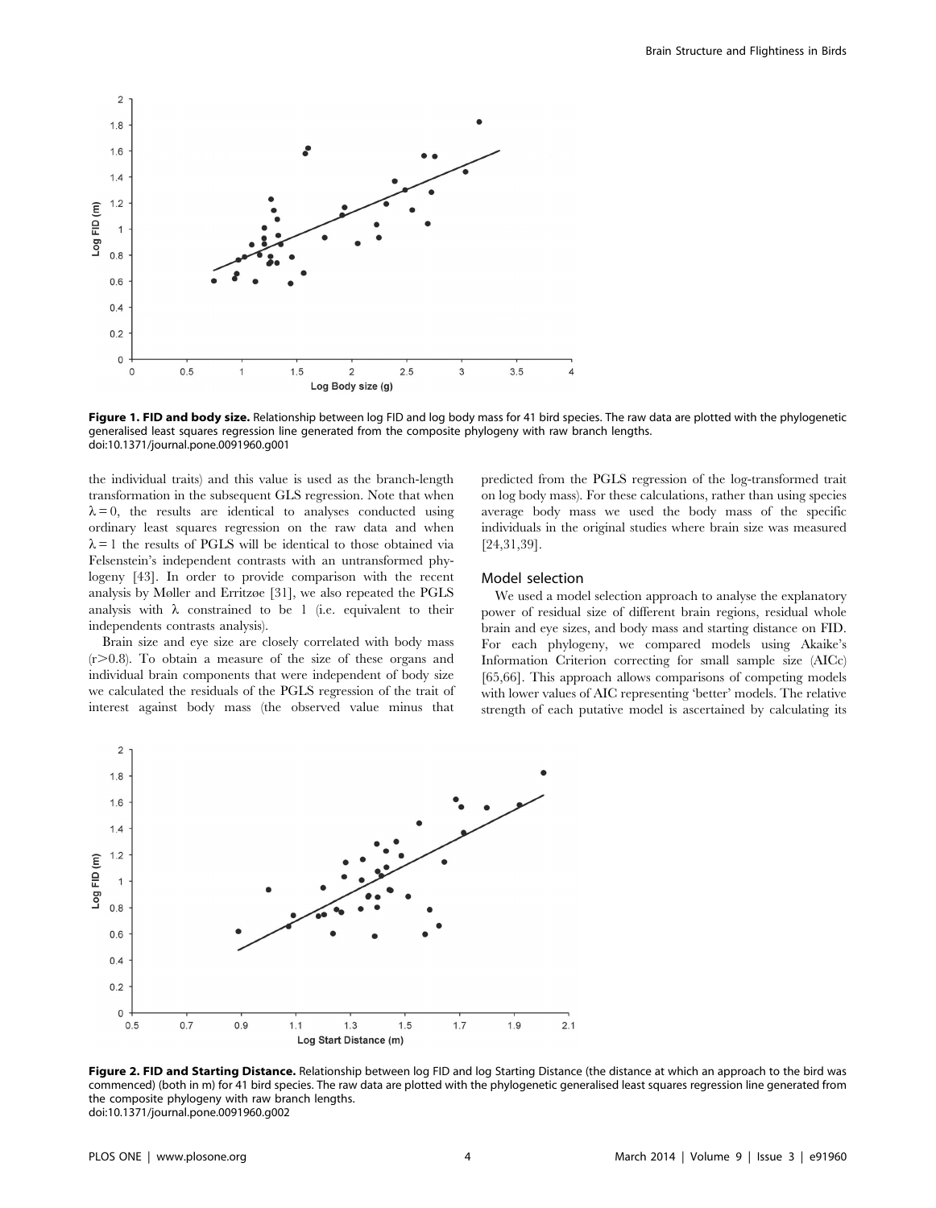**Figure 1. FID and body size.** Relationship between log FID and log body mass for 41 bird species. The raw data are plotted with the phylogenetic generalised least squares regression line generated from the composite phylogeny with raw branch lengths.
doi:10.1371/journal.pone.0091960.g001

the individual traits) and this value is used as the branch-length transformation in the subsequent GLS regression. Note that when $\lambda = 0$, the results are identical to analyses conducted using ordinary least squares regression on the raw data and when $\lambda = 1$ the results of PGLS will be identical to those obtained via Felsenstein's independent contrasts with an untransformed phylogeny [43]. In order to provide comparison with the recent analysis by Møller and Erritzøe [31], we also repeated the PGLS analysis with $\lambda$ constrained to be 1 (i.e. equivalent to their independents contrasts analysis).

Brain size and eye size are closely correlated with body mass ($r > 0.8$). To obtain a measure of the size of these organs and individual brain components that were independent of body size we calculated the residuals of the PGLS regression of the trait of interest against body mass (the observed value minus that predicted from the PGLS regression of the log-transformed trait on log body mass). For these calculations, rather than using species average body mass we used the body mass of the specific individuals in the original studies where brain size was measured [24,31,39].

## Model selection

We used a model selection approach to analyse the explanatory power of residual size of different brain regions, residual whole brain and eye sizes, and body mass and starting distance on FID. For each phylogeny, we compared models using Akaike's Information Criterion correcting for small sample size (AICc) [65,66]. This approach allows comparisons of competing models with lower values of AIC representing 'better' models. The relative strength of each putative model is ascertained by calculating its

**Figure 2. FID and Starting Distance.** Relationship between log FID and log Starting Distance (the distance at which an approach to the bird was commenced) (both in m) for 41 bird species. The raw data are plotted with the phylogenetic generalised least squares regression line generated from the composite phylogeny with raw branch lengths.
doi:10.1371/journal.pone.0091960.g002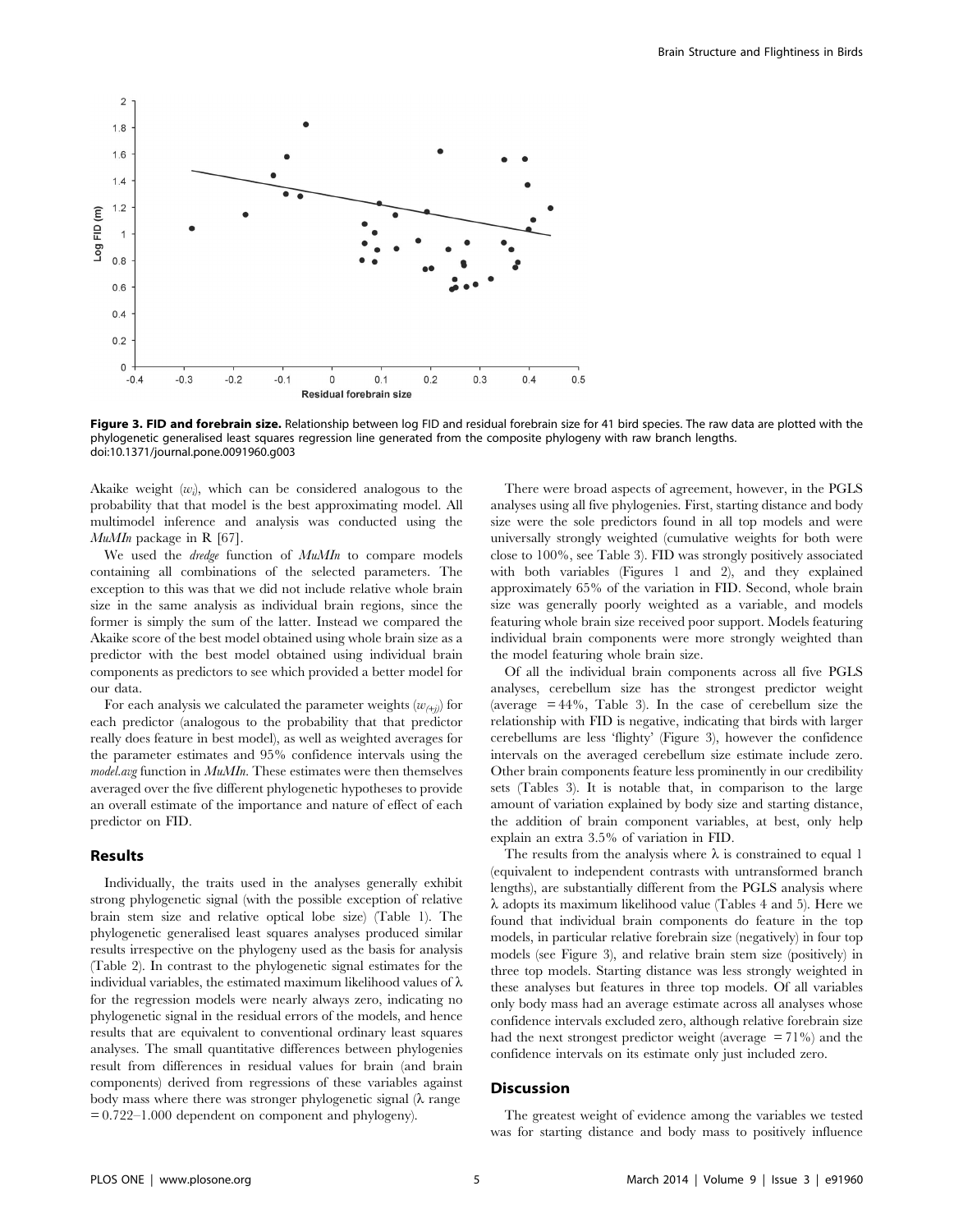**Figure 3. FID and forebrain size.** Relationship between log FID and residual forebrain size for 41 bird species. The raw data are plotted with the phylogenetic generalised least squares regression line generated from the composite phylogeny with raw branch lengths.
doi:10.1371/journal.pone.0091960.g003

Akaike weight ($w_i$), which can be considered analogous to the probability that that model is the best approximating model. All multimodel inference and analysis was conducted using the *MuMIn* package in R [67].

We used the *dredge* function of *MuMIn* to compare models containing all combinations of the selected parameters. The exception to this was that we did not include relative whole brain size in the same analysis as individual brain regions, since the former is simply the sum of the latter. Instead we compared the Akaike score of the best model obtained using whole brain size as a predictor with the best model obtained using individual brain components as predictors to see which provided a better model for our data.

For each analysis we calculated the parameter weights ($w_{(+j)}$) for each predictor (analogous to the probability that that predictor really does feature in best model), as well as weighted averages for the parameter estimates and 95% confidence intervals using the *model.avg* function in *MuMIn*. These estimates were then themselves averaged over the five different phylogenetic hypotheses to provide an overall estimate of the importance and nature of effect of each predictor on FID.

## Results

Individually, the traits used in the analyses generally exhibit strong phylogenetic signal (with the possible exception of relative brain stem size and relative optical lobe size) (Table 1). The phylogenetic generalised least squares analyses produced similar results irrespective on the phylogeny used as the basis for analysis (Table 2). In contrast to the phylogenetic signal estimates for the individual variables, the estimated maximum likelihood values of λ for the regression models were nearly always zero, indicating no phylogenetic signal in the residual errors of the models, and hence results that are equivalent to conventional ordinary least squares analyses. The small quantitative differences between phylogenies result from differences in residual values for brain (and brain components) derived from regressions of these variables against body mass where there was stronger phylogenetic signal (λ range = 0.722–1.000 dependent on component and phylogeny).

There were broad aspects of agreement, however, in the PGLS analyses using all five phylogenies. First, starting distance and body size were the sole predictors found in all top models and were universally strongly weighted (cumulative weights for both were close to 100%, see Table 3). FID was strongly positively associated with both variables (Figures 1 and 2), and they explained approximately 65% of the variation in FID. Second, whole brain size was generally poorly weighted as a variable, and models featuring whole brain size received poor support. Models featuring individual brain components were more strongly weighted than the model featuring whole brain size.

Of all the individual brain components across all five PGLS analyses, cerebellum size has the strongest predictor weight (average = 44%, Table 3). In the case of cerebellum size the relationship with FID is negative, indicating that birds with larger cerebellums are less 'flighty' (Figure 3), however the confidence intervals on the averaged cerebellum size estimate include zero. Other brain components feature less prominently in our credibility sets (Tables 3). It is notable that, in comparison to the large amount of variation explained by body size and starting distance, the addition of brain component variables, at best, only help explain an extra 3.5% of variation in FID.

The results from the analysis where λ is constrained to equal 1 (equivalent to independent contrasts with untransformed branch lengths), are substantially different from the PGLS analysis where λ adopts its maximum likelihood value (Tables 4 and 5). Here we found that individual brain components do feature in the top models, in particular relative forebrain size (negatively) in four top models (see Figure 3), and relative brain stem size (positively) in three top models. Starting distance was less strongly weighted in these analyses but features in three top models. Of all variables only body mass had an average estimate across all analyses whose confidence intervals excluded zero, although relative forebrain size had the next strongest predictor weight (average = 71%) and the confidence intervals on its estimate only just included zero.

## Discussion

The greatest weight of evidence among the variables we tested was for starting distance and body mass to positively influence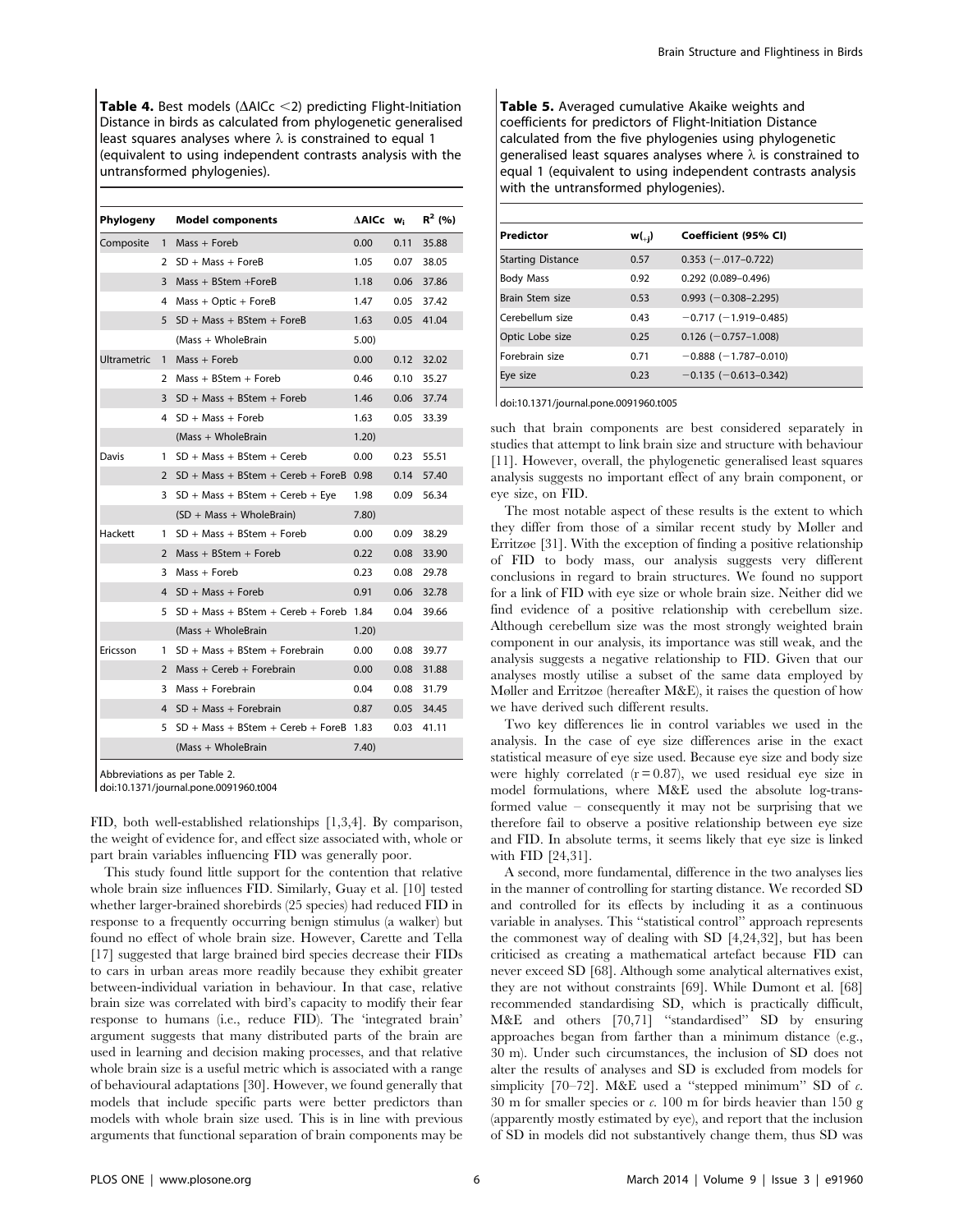**Table 4.** Best models (ΔAICc <2) predicting Flight-Initiation Distance in birds as calculated from phylogenetic generalised least squares analyses where λ is constrained to equal 1 (equivalent to using independent contrasts analysis with the untransformed phylogenies).

| Phylogeny | | Model components | ΔAICc | $w_i$ | $R^2$ (%) |
|---|---|---|---|---|---|
| Composite | 1 | Mass + Foreb | 0.00 | 0.11 | 35.88 |
| | 2 | SD + Mass + ForeB | 1.05 | 0.07 | 38.05 |
| | 3 | Mass + BStem +ForeB | 1.18 | 0.06 | 37.86 |
| | 4 | Mass + Optic + ForeB | 1.47 | 0.05 | 37.42 |
| | 5 | SD + Mass + BStem + ForeB | 1.63 | 0.05 | 41.04 |
| | | (Mass + WholeBrain | 5.00) | | |
| Ultrametric | 1 | Mass + Foreb | 0.00 | 0.12 | 32.02 |
| | 2 | Mass + BStem + Foreb | 0.46 | 0.10 | 35.27 |
| | 3 | SD + Mass + BStem + Foreb | 1.46 | 0.06 | 37.74 |
| | 4 | SD + Mass + Foreb | 1.63 | 0.05 | 33.39 |
| | | (Mass + WholeBrain | 1.20) | | |
| Davis | 1 | SD + Mass + BStem + Cereb | 0.00 | 0.23 | 55.51 |
| | 2 | SD + Mass + BStem + Cereb + ForeB | 0.98 | 0.14 | 57.40 |
| | 3 | SD + Mass + BStem + Cereb + Eye | 1.98 | 0.09 | 56.34 |
| | | (SD + Mass + WholeBrain) | 7.80) | | |
| Hackett | 1 | SD + Mass + BStem + Foreb | 0.00 | 0.09 | 38.29 |
| | 2 | Mass + BStem + Foreb | 0.22 | 0.08 | 33.90 |
| | 3 | Mass + Foreb | 0.23 | 0.08 | 29.78 |
| | 4 | SD + Mass + Foreb | 0.91 | 0.06 | 32.78 |
| | 5 | SD + Mass + BStem + Cereb + Foreb | 1.84 | 0.04 | 39.66 |
| | | (Mass + WholeBrain | 1.20) | | |
| Ericsson | 1 | SD + Mass + BStem + Forebrain | 0.00 | 0.08 | 39.77 |
| | 2 | Mass + Cereb + Forebrain | 0.00 | 0.08 | 31.88 |
| | 3 | Mass + Forebrain | 0.04 | 0.08 | 31.79 |
| | 4 | SD + Mass + Forebrain | 0.87 | 0.05 | 34.45 |
| | 5 | SD + Mass + BStem + Cereb + ForeB | 1.83 | 0.03 | 41.11 |
| | | (Mass + WholeBrain | 7.40) | | |

Abbreviations as per Table 2.
doi:10.1371/journal.pone.0091960.t004

FID, both well-established relationships [1,3,4]. By comparison, the weight of evidence for, and effect size associated with, whole or part brain variables influencing FID was generally poor.

This study found little support for the contention that relative whole brain size influences FID. Similarly, Guay et al. [10] tested whether larger-brained shorebirds (25 species) had reduced FID in response to a frequently occurring benign stimulus (a walker) but found no effect of whole brain size. However, Carette and Tella [17] suggested that large brained bird species decrease their FIDs to cars in urban areas more readily because they exhibit greater between-individual variation in behaviour. In that case, relative brain size was correlated with bird's capacity to modify their fear response to humans (i.e., reduce FID). The 'integrated brain' argument suggests that many distributed parts of the brain are used in learning and decision making processes, and that relative whole brain size is a useful metric which is associated with a range of behavioural adaptations [30]. However, we found generally that models that include specific parts were better predictors than models with whole brain size used. This is in line with previous arguments that functional separation of brain components may be

**Table 5.** Averaged cumulative Akaike weights and coefficients for predictors of Flight-Initiation Distance calculated from the five phylogenies using phylogenetic generalised least squares analyses where λ is constrained to equal 1 (equivalent to using independent contrasts analysis with the untransformed phylogenies).

| Predictor | $w_{(+j)}$ | Coefficient (95% CI) |
|---|---|---|
| Starting Distance | 0.57 | 0.353 (−.017–0.722) |
| Body Mass | 0.92 | 0.292 (0.089–0.496) |
| Brain Stem size | 0.53 | 0.993 (−0.308–2.295) |
| Cerebellum size | 0.43 | −0.717 (−1.919–0.485) |
| Optic Lobe size | 0.25 | 0.126 (−0.757–1.008) |
| Forebrain size | 0.71 | −0.888 (−1.787–0.010) |
| Eye size | 0.23 | −0.135 (−0.613–0.342) |

doi:10.1371/journal.pone.0091960.t005

such that brain components are best considered separately in studies that attempt to link brain size and structure with behaviour [11]. However, overall, the phylogenetic generalised least squares analysis suggests no important effect of any brain component, or eye size, on FID.

The most notable aspect of these results is the extent to which they differ from those of a similar recent study by Møller and Erritzøe [31]. With the exception of finding a positive relationship of FID to body mass, our analysis suggests very different conclusions in regard to brain structures. We found no support for a link of FID with eye size or whole brain size. Neither did we find evidence of a positive relationship with cerebellum size. Although cerebellum size was the most strongly weighted brain component in our analysis, its importance was still weak, and the analysis suggests a negative relationship to FID. Given that our analyses mostly utilise a subset of the same data employed by Møller and Erritzøe (hereafter M&E), it raises the question of how we have derived such different results.

Two key differences lie in control variables we used in the analysis. In the case of eye size differences arise in the exact statistical measure of eye size used. Because eye size and body size were highly correlated ($r = 0.87$), we used residual eye size in model formulations, where M&E used the absolute log-transformed value – consequently it may not be surprising that we therefore fail to observe a positive relationship between eye size and FID. In absolute terms, it seems likely that eye size is linked with FID [24,31].

A second, more fundamental, difference in the two analyses lies in the manner of controlling for starting distance. We recorded SD and controlled for its effects by including it as a continuous variable in analyses. This "statistical control" approach represents the commonest way of dealing with SD [4,24,32], but has been criticised as creating a mathematical artefact because FID can never exceed SD [68]. Although some analytical alternatives exist, they are not without constraints [69]. While Dumont et al. [68] recommended standardising SD, which is practically difficult, M&E and others [70,71] "standardised" SD by ensuring approaches began from farther than a minimum distance (e.g., 30 m). Under such circumstances, the inclusion of SD does not alter the results of analyses and SD is excluded from models for simplicity [70–72]. M&E used a "stepped minimum" SD of *c.* 30 m for smaller species or *c.* 100 m for birds heavier than 150 g (apparently mostly estimated by eye), and report that the inclusion of SD in models did not substantively change them, thus SD was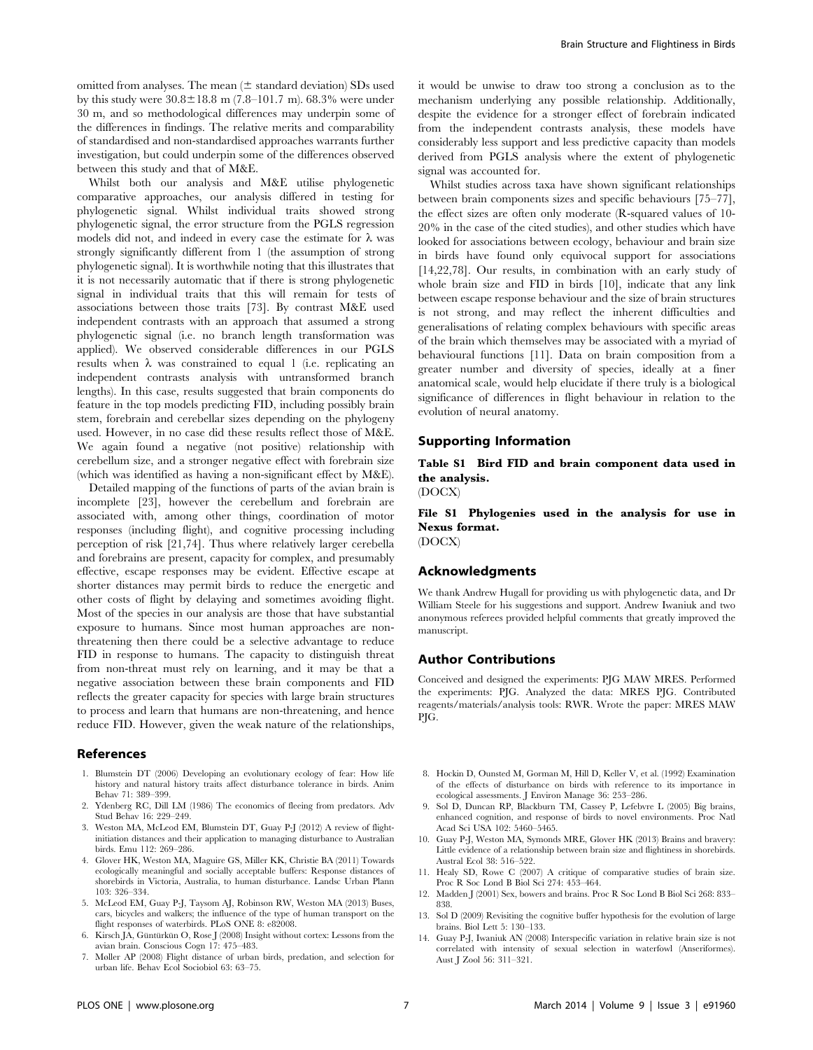omitted from analyses. The mean (± standard deviation) SDs used by this study were $30.8 \pm 18.8$ m (7.8–101.7 m). 68.3% were under 30 m, and so methodological differences may underpin some of the differences in findings. The relative merits and comparability of standardised and non-standardised approaches warrants further investigation, but could underpin some of the differences observed between this study and that of M&E.

Whilst both our analysis and M&E utilise phylogenetic comparative approaches, our analysis differed in testing for phylogenetic signal. Whilst individual traits showed strong phylogenetic signal, the error structure from the PGLS regression models did not, and indeed in every case the estimate for $\lambda$ was strongly significantly different from 1 (the assumption of strong phylogenetic signal). It is worthwhile noting that this illustrates that it is not necessarily automatic that if there is strong phylogenetic signal in individual traits that this will remain for tests of associations between those traits [73]. By contrast M&E used independent contrasts with an approach that assumed a strong phylogenetic signal (i.e. no branch length transformation was applied). We observed considerable differences in our PGLS results when $\lambda$ was constrained to equal 1 (i.e. replicating an independent contrasts analysis with untransformed branch lengths). In this case, results suggested that brain components do feature in the top models predicting FID, including possibly brain stem, forebrain and cerebellar sizes depending on the phylogeny used. However, in no case did these results reflect those of M&E. We again found a negative (not positive) relationship with cerebellum size, and a stronger negative effect with forebrain size (which was identified as having a non-significant effect by M&E).

Detailed mapping of the functions of parts of the avian brain is incomplete [23], however the cerebellum and forebrain are associated with, among other things, coordination of motor responses (including flight), and cognitive processing including perception of risk [21,74]. Thus where relatively larger cerebella and forebrains are present, capacity for complex, and presumably effective, escape responses may be evident. Effective escape at shorter distances may permit birds to reduce the energetic and other costs of flight by delaying and sometimes avoiding flight. Most of the species in our analysis are those that have substantial exposure to humans. Since most human approaches are non-threatening then there could be a selective advantage to reduce FID in response to humans. The capacity to distinguish threat from non-threat must rely on learning, and it may be that a negative association between these brain components and FID reflects the greater capacity for species with large brain structures to process and learn that humans are non-threatening, and hence reduce FID. However, given the weak nature of the relationships, it would be unwise to draw too strong a conclusion as to the mechanism underlying any possible relationship. Additionally, despite the evidence for a stronger effect of forebrain indicated from the independent contrasts analysis, these models have considerably less support and less predictive capacity than models derived from PGLS analysis where the extent of phylogenetic signal was accounted for.

Whilst studies across taxa have shown significant relationships between brain components sizes and specific behaviours [75–77], the effect sizes are often only moderate (R-squared values of 10-20% in the case of the cited studies), and other studies which have looked for associations between ecology, behaviour and brain size in birds have found only equivocal support for associations [14,22,78]. Our results, in combination with an early study of whole brain size and FID in birds [10], indicate that any link between escape response behaviour and the size of brain structures is not strong, and may reflect the inherent difficulties and generalisations of relating complex behaviours with specific areas of the brain which themselves may be associated with a myriad of behavioural functions [11]. Data on brain composition from a greater number and diversity of species, ideally at a finer anatomical scale, would help elucidate if there truly is a biological significance of differences in flight behaviour in relation to the evolution of neural anatomy.

## Supporting Information

**Table S1 Bird FID and brain component data used in the analysis.**
(DOCX)

**File S1 Phylogenies used in the analysis for use in Nexus format.**
(DOCX)

## Acknowledgments

We thank Andrew Hugall for providing us with phylogenetic data, and Dr William Steele for his suggestions and support. Andrew Iwaniuk and two anonymous referees provided helpful comments that greatly improved the manuscript.

## Author Contributions

Conceived and designed the experiments: PJG MAW MRES. Performed the experiments: PJG. Analyzed the data: MRES PJG. Contributed reagents/materials/analysis tools: RWR. Wrote the paper: MRES MAW PJG.

## References

1. Blumstein DT (2006) Developing an evolutionary ecology of fear: How life history and natural history traits affect disturbance tolerance in birds. Anim Behav 71: 389–399.
2. Ydenberg RC, Dill LM (1986) The economics of fleeing from predators. Adv Stud Behav 16: 229–249.
3. Weston MA, McLeod EM, Blumstein DT, Guay P-J (2012) A review of flight-initiation distances and their application to managing disturbance to Australian birds. Emu 112: 269–286.
4. Glover HK, Weston MA, Maguire GS, Miller KK, Christie BA (2011) Towards ecologically meaningful and socially acceptable buffers: Response distances of shorebirds in Victoria, Australia, to human disturbance. Landsc Urban Plann 103: 326–334.
5. McLeod EM, Guay P-J, Taysom AJ, Robinson RW, Weston MA (2013) Buses, cars, bicycles and walkers; the influence of the type of human transport on the flight responses of waterbirds. PLoS ONE 8: e82008.
6. Kirsch JA, Güntürkün O, Rose J (2008) Insight without cortex: Lessons from the avian brain. Conscious Cogn 17: 475–483.
7. Møller AP (2008) Flight distance of urban birds, predation, and selection for urban life. Behav Ecol Sociobiol 63: 63–75.
8. Hockin D, Ounsted M, Gorman M, Hill D, Keller V, et al. (1992) Examination of the effects of disturbance on birds with reference to its importance in ecological assessments. J Environ Manage 36: 253–286.
9. Sol D, Duncan RP, Blackburn TM, Cassey P, Lefebvre L (2005) Big brains, enhanced cognition, and response of birds to novel environments. Proc Natl Acad Sci USA 102: 5460–5465.
10. Guay P-J, Weston MA, Symonds MRE, Glover HK (2013) Brains and bravery: Little evidence of a relationship between brain size and flightiness in shorebirds. Austral Ecol 38: 516–522.
11. Healy SD, Rowe C (2007) A critique of comparative studies of brain size. Proc R Soc Lond B Biol Sci 274: 453–464.
12. Madden J (2001) Sex, bowers and brains. Proc R Soc Lond B Biol Sci 268: 833–838.
13. Sol D (2009) Revisiting the cognitive buffer hypothesis for the evolution of large brains. Biol Lett 5: 130–133.
14. Guay P-J, Iwaniuk AN (2008) Interspecific variation in relative brain size is not correlated with intensity of sexual selection in waterfowl (Anseriformes). Aust J Zool 56: 311–321.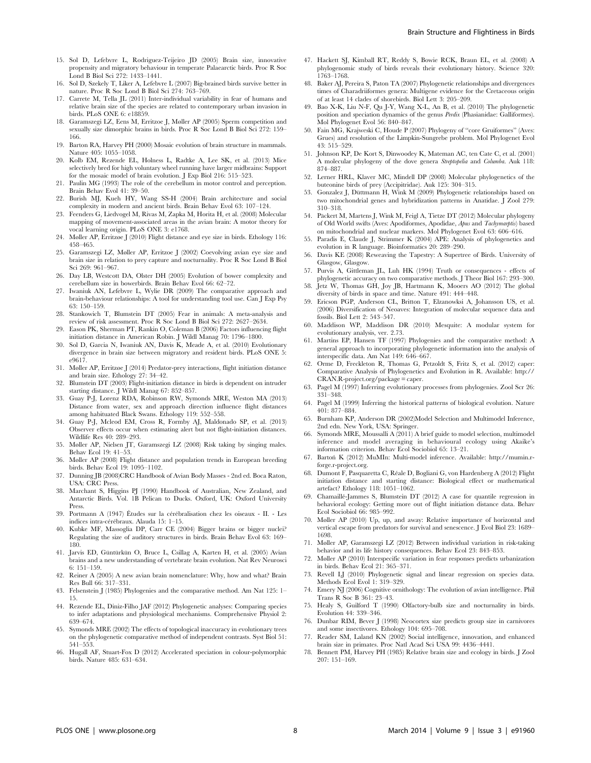15. Sol D, Lefebvre L, Rodriguez-Teijeiro JD (2005) Brain size, innovative propensity and migratory behaviour in temperate Palaearctic birds. Proc R Soc Lond B Biol Sci 272: 1433–1441.
16. Sol D, Szekely T, Liker A, Lefebvre L (2007) Big-brained birds survive better in nature. Proc R Soc Lond B Biol Sci 274: 763–769.
17. Carrete M, Tella JL (2011) Inter-individual variability in fear of humans and relative brain size of the species are related to contemporary urban invasion in birds. PLoS ONE 6: e18859.
18. Garamszegi LZ, Eens M, Erritzoe J, Møller AP (2005) Sperm competition and sexually size dimorphic brains in birds. Proc R Soc Lond B Biol Sci 272: 159–166.
19. Barton RA, Harvey PH (2000) Mosaic evolution of brain structure in mammals. Nature 405: 1055–1058.
20. Kolb EM, Rezende EL, Holness L, Radtke A, Lee SK, et al. (2013) Mice selectively bred for high voluntary wheel running have larger midbrains: Support for the mosaic model of brain evolution. J Exp Biol 216: 515–523.
21. Paulin MG (1993) The role of the cerebellum in motor control and perception. Brain Behav Evol 41: 39–50.
22. Burish MJ, Kueh HY, Wang SS-H (2004) Brain architecture and social complexity in modern and ancient birds. Brain Behav Evol 63: 107–124.
23. Feenders G, Liedvogel M, Rivas M, Zapka M, Horita H, et al. (2008) Molecular mapping of movement-associated areas in the avian brain: A motor theory for vocal learning origin. PLoS ONE 3: e1768.
24. Møller AP, Erritzøe J (2010) Flight distance and eye size in birds. Ethology 116: 458–465.
25. Garamszegi LZ, Møller AP, Erritzoe J (2002) Coevolving avian eye size and brain size in relation to prey capture and nocturnality. Proc R Soc Lond B Biol Sci 269: 961–967.
26. Day LB, Westcott DA, Olster DH (2005) Evolution of bower complexity and cerebellum size in bowerbirds. Brain Behav Evol 66: 62–72.
27. Iwaniuk AN, Lefebvre L, Wylie DR (2009) The comparative approach and brain-behaviour relationships: A tool for understanding tool use. Can J Exp Psy 63: 150–159.
28. Stankowich T, Blumstein DT (2005) Fear in animals: A meta-analysis and review of risk assessment. Proc R Soc Lond B Biol Sci 272: 2627–2634.
29. Eason PK, Sherman PT, Rankin O, Coleman B (2006) Factors influencing flight initiation distance in American Robin. J Wildl Manag 70: 1796–1800.
30. Sol D, Garcia N, Iwaniuk AN, Davis K, Meade A, et al. (2010) Evolutionary divergence in brain size between migratory and resident birds. PLoS ONE 5: e9617.
31. Møller AP, Erritzøe J (2014) Predator-prey interactions, flight initiation distance and brain size. Ethology 27: 34–42.
32. Blumstein DT (2003) Flight-initiation distance in birds is dependent on intruder starting distance. J Wildl Manag 67: 852–857.
33. Guay P-J, Lorenz RDA, Robinson RW, Symonds MRE, Weston MA (2013) Distance from water, sex and approach direction influence flight distances among habituated Black Swans. Ethology 119: 552–558.
34. Guay P-J, Mcleod EM, Cross R, Formby AJ, Maldonado SP, et al. (2013) Observer effects occur when estimating alert but not flight-initiation distances. Wildlife Res 40: 289–293.
35. Møller AP, Nielsen JT, Garamszegi LZ (2008) Risk taking by singing males. Behav Ecol 19: 41–53.
36. Møller AP (2008) Flight distance and population trends in European breeding birds. Behav Ecol 19: 1095–1102.
37. Dunning JB (2008)CRC Handbook of Avian Body Masses - 2nd ed. Boca Raton, USA: CRC Press.
38. Marchant S, Higgins PJ (1990) Handbook of Australian, New Zealand, and Antarctic Birds. Vol. 1B Pelican to Ducks. Oxford, UK: Oxford University Press.
39. Portmann A (1947) Études sur la cérébralisation chez les oiseaux - II. - Les indices intra-cérébraux. Alauda 15: 1–15.
40. Kubke MF, Massoglia DP, Carr CE (2004) Bigger brains or bigger nuclei? Regulating the size of auditory structures in birds. Brain Behav Evol 63: 169–180.
41. Jarvis ED, Güntürkün O, Bruce L, Csillag A, Karten H, et al. (2005) Avian brains and a new understanding of vertebrate brain evolution. Nat Rev Neurosci 6: 151–159.
42. Reiner A (2005) A new avian brain nomenclature: Why, how and what? Brain Res Bull 66: 317–331.
43. Felsenstein J (1985) Phylogenies and the comparative method. Am Nat 125: 1–15.
44. Rezende EL, Diniz-Filho JAF (2012) Phylogenetic analyses: Comparing species to infer adaptations and physiological mechanisms. Comprehensive Physiol 2: 639–674.
45. Symonds MRE (2002) The effects of topological inaccuracy in evolutionary trees on the phylogenetic comparative method of independent contrasts. Syst Biol 51: 541–553.
46. Hugall AF, Stuart-Fox D (2012) Accelerated speciation in colour-polymorphic birds. Nature 485: 631–634.
47. Hackett SJ, Kimball RT, Reddy S, Bowie RCK, Braun EL, et al. (2008) A phylogenomic study of birds reveals their evolutionary history. Science 320: 1763–1768.
48. Baker AJ, Pereira S, Paton TA (2007) Phylogenetic relationships and divergences times of Charadriiformes genera: Multigene evidence for the Cretaceous origin of at least 14 clades of shorebirds. Biol Lett 3: 205–209.
49. Bao X-K, Liu N-F, Qu J-Y, Wang X-L, An B, et al. (2010) The phylogenetic position and speciation dynamics of the genus *Perdix* (Phasianidae: Galliformes). Mol Phylogenet Evol 56: 840–847.
50. Fain MG, Krajweski C, Houde P (2007) Phylogeny of "core Gruiformes" (Aves: Grues) and resolution of the Limpkin-Sungrebe problem. Mol Phylogenet Evol 43: 515–529.
51. Johnson KP, De Kort S, Dinwoodey K, Mateman AC, ten Cate C, et al. (2001) A molecular phylogeny of the dove genera *Streptopelia* and *Columba*. Auk 118: 874–887.
52. Lerner HRL, Klaver MC, Mindell DP (2008) Molecular phylogenetics of the buteonine birds of prey (Accipitridae). Auk 125: 304–315.
53. Gonzalez J, Düttmann H, Wink M (2009) Phylogenetic relationships based on two mitochondrial genes and hybridization patterns in Anatidae. J Zool 279: 310–318.
54. Päckert M, Martens J, Wink M, Feigl A, Tietze DT (2012) Molecular phylogeny of Old World swifts (Aves: Apodiformes, Apodidae, *Apus* and *Tachymarptis*) based on mitochondrial and nuclear markers. Mol Phylogenet Evol 63: 606–616.
55. Paradis E, Claude J, Strimmer K (2004) APE: Analysis of phylogenetics and evolution in R language. Bioinformatics 20: 289–290.
56. Davis KE (2008) Reweaving the Tapestry: A Supertree of Birds. University of Glasgow, Glasgow.
57. Purvis A, Gittleman JL, Luh HK (1994) Truth or consequences - effects of phylogenetic accuracy on two comparative methods. J Theor Biol 167: 293–300.
58. Jetz W, Thomas GH, Joy JB, Hartmann K, Mooers AO (2012) The global diversity of birds in space and time. Nature 491: 444–448.
59. Ericson PGP, Anderson CL, Britton T, Elzanowski A, Johansson US, et al. (2006) Diversification of Neoaves: Integration of molecular sequence data and fossils. Biol Lett 2: 543–547.
60. Maddison WP, Maddison DR (2010) Mesquite: A modular system for evolutionary analysis, ver. 2.73.
61. Martins EP, Hansen TF (1997) Phylogenies and the comparative method: A general approach to incorporating phylogenetic information into the analysis of interspecific data. Am Nat 149: 646–667.
62. Orme D, Freckleton R, Thomas G, Petzoldt S, Fritz S, et al. (2012) caper: Comparative Analysis of Phylogenetics and Evolution in R. Available: http://CRAN.R-project.org/package=caper.
63. Pagel M (1997) Inferring evolutionary processes from phylogenies. Zool Scr 26: 331–348.
64. Pagel M (1999) Inferring the historical patterns of biological evolution. Nature 401: 877–884.
65. Burnham KP, Anderson DR (2002)Model Selection and Multimodel Inference, 2nd edn. New York, USA: Springer.
66. Symonds MRE, Moussalli A (2011) A brief guide to model selection, multimodel inference and model averaging in behavioural ecology using Akaike's information criterion. Behav Ecol Sociobiol 65: 13–21.
67. Bartoń K (2012) MuMIn: Multi-model inference. Available: http://mumin.r-forge.r-project.org.
68. Dumont F, Pasquaretta C, Réale D, Bogliani G, von Hardenberg A (2012) Flight initiation distance and starting distance: Biological effect or mathematical artefact? Ethology 118: 1051–1062.
69. Chamaillé-Jammes S, Blumstein DT (2012) A case for quantile regression in behavioral ecology: Getting more out of flight initiation distance data. Behav Ecol Sociobiol 66: 985–992.
70. Møller AP (2010) Up, up, and away: Relative importance of horizontal and vertical escape from predators for survival and senescence. J Evol Biol 23: 1689–1698.
71. Møller AP, Garamszegi LZ (2012) Between individual variation in risk-taking behavior and its life history consequences. Behav Ecol 23: 843–853.
72. Møller AP (2010) Interspecific variation in fear responses predicts urbanization in birds. Behav Ecol 21: 365–371.
73. Revell LJ (2010) Phylogenetic signal and linear regression on species data. Methods Ecol Evol 1: 319–329.
74. Emery NJ (2006) Cognitive ornithology: The evolution of avian intelligence. Phil Trans R Soc B 361: 23–43.
75. Healy S, Guilford T (1990) Olfactory-bulb size and nocturnality in birds. Evolution 44: 339–346.
76. Dunbar RIM, Bever J (1998) Neocortex size predicts group size in carnivores and some insectivores. Ethology 104: 695–708.
77. Reader SM, Laland KN (2002) Social intelligence, innovation, and enhanced brain size in primates. Proc Natl Acad Sci USA 99: 4436–4441.
78. Bennett PM, Harvey PH (1985) Relative brain size and ecology in birds. J Zool 207: 151–169.